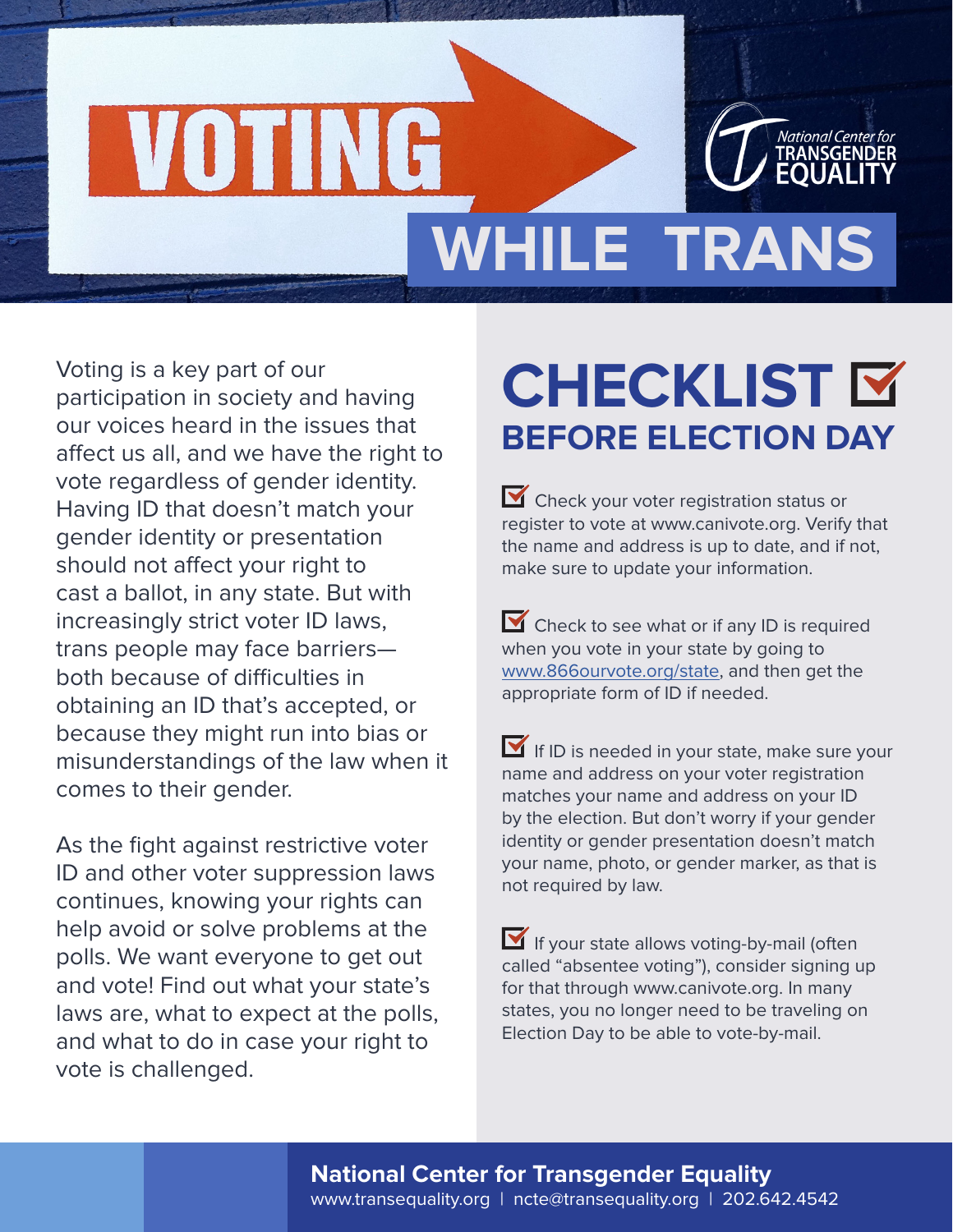# VOTING WHILE TRANS

National Center for TRANSGENDER EQUALITY

Voting is a key part of our participation in society and having our voices heard in the issues that affect us all, and we have the right to vote regardless of gender identity. Having ID that doesn't match your gender identity or presentation should not affect your right to cast a ballot, in any state. But with increasingly strict voter ID laws, trans people may face barriers—both because of difficulties in obtaining an ID that's accepted, or because they might run into bias or misunderstandings of the law when it comes to their gender.

As the fight against restrictive voter ID and other voter suppression laws continues, knowing your rights can help avoid or solve problems at the polls. We want everyone to get out and vote! Find out what your state's laws are, what to expect at the polls, and what to do in case your right to vote is challenged.

## CHECKLIST ☑

### BEFORE ELECTION DAY

- ☑ Check your voter registration status or register to vote at www.canivote.org. Verify that the name and address is up to date, and if not, make sure to update your information.

- ☑ Check to see what or if any ID is required when you vote in your state by going to www.866ourvote.org/state, and then get the appropriate form of ID if needed.

- ☑ If ID is needed in your state, make sure your name and address on your voter registration matches your name and address on your ID by the election. But don't worry if your gender identity or gender presentation doesn't match your name, photo, or gender marker, as that is not required by law.

- ☑ If your state allows voting-by-mail (often called "absentee voting"), consider signing up for that through www.canivote.org. In many states, you no longer need to be traveling on Election Day to be able to vote-by-mail.

**National Center for Transgender Equality**
www.transequality.org | ncte@transequality.org | 202.642.4542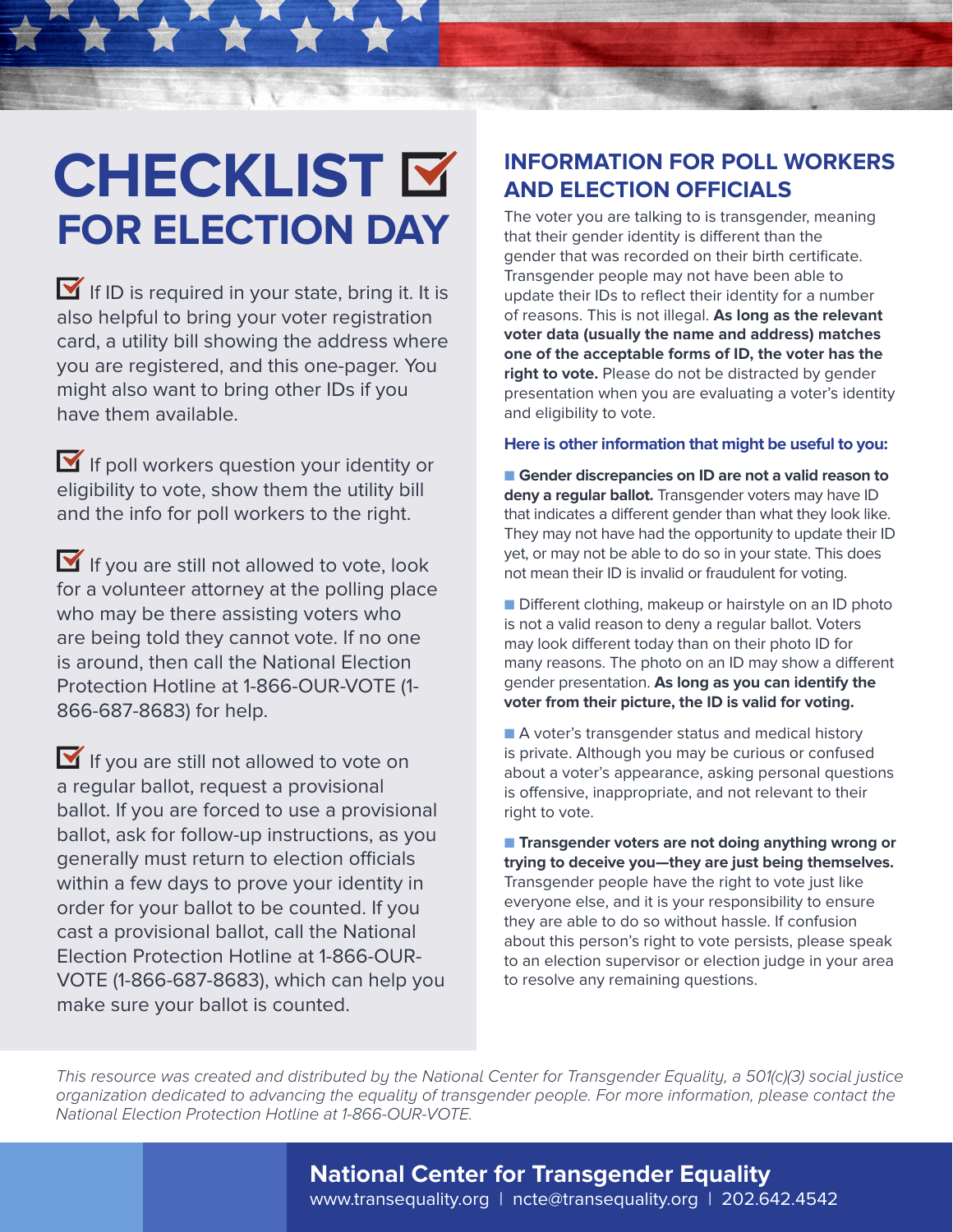# CHECKLIST ☑ FOR ELECTION DAY

☑ If ID is required in your state, bring it. It is also helpful to bring your voter registration card, a utility bill showing the address where you are registered, and this one-pager. You might also want to bring other IDs if you have them available.

☑ If poll workers question your identity or eligibility to vote, show them the utility bill and the info for poll workers to the right.

☑ If you are still not allowed to vote, look for a volunteer attorney at the polling place who may be there assisting voters who are being told they cannot vote. If no one is around, then call the National Election Protection Hotline at 1-866-OUR-VOTE (1-866-687-8683) for help.

☑ If you are still not allowed to vote on a regular ballot, request a provisional ballot. If you are forced to use a provisional ballot, ask for follow-up instructions, as you generally must return to election officials within a few days to prove your identity in order for your ballot to be counted. If you cast a provisional ballot, call the National Election Protection Hotline at 1-866-OUR-VOTE (1-866-687-8683), which can help you make sure your ballot is counted.

## INFORMATION FOR POLL WORKERS AND ELECTION OFFICIALS

The voter you are talking to is transgender, meaning that their gender identity is different than the gender that was recorded on their birth certificate. Transgender people may not have been able to update their IDs to reflect their identity for a number of reasons. This is not illegal. **As long as the relevant voter data (usually the name and address) matches one of the acceptable forms of ID, the voter has the right to vote.** Please do not be distracted by gender presentation when you are evaluating a voter's identity and eligibility to vote.

### Here is other information that might be useful to you:

- **Gender discrepancies on ID are not a valid reason to deny a regular ballot.** Transgender voters may have ID that indicates a different gender than what they look like. They may not have had the opportunity to update their ID yet, or may not be able to do so in your state. This does not mean their ID is invalid or fraudulent for voting.
- Different clothing, makeup or hairstyle on an ID photo is not a valid reason to deny a regular ballot. Voters may look different today than on their photo ID for many reasons. The photo on an ID may show a different gender presentation. **As long as you can identify the voter from their picture, the ID is valid for voting.**
- A voter's transgender status and medical history is private. Although you may be curious or confused about a voter's appearance, asking personal questions is offensive, inappropriate, and not relevant to their right to vote.
- **Transgender voters are not doing anything wrong or trying to deceive you—they are just being themselves.** Transgender people have the right to vote just like everyone else, and it is your responsibility to ensure they are able to do so without hassle. If confusion about this person's right to vote persists, please speak to an election supervisor or election judge in your area to resolve any remaining questions.

*This resource was created and distributed by the National Center for Transgender Equality, a 501(c)(3) social justice organization dedicated to advancing the equality of transgender people. For more information, please contact the National Election Protection Hotline at 1-866-OUR-VOTE.*

**National Center for Transgender Equality**
www.transequality.org | ncte@transequality.org | 202.642.4542